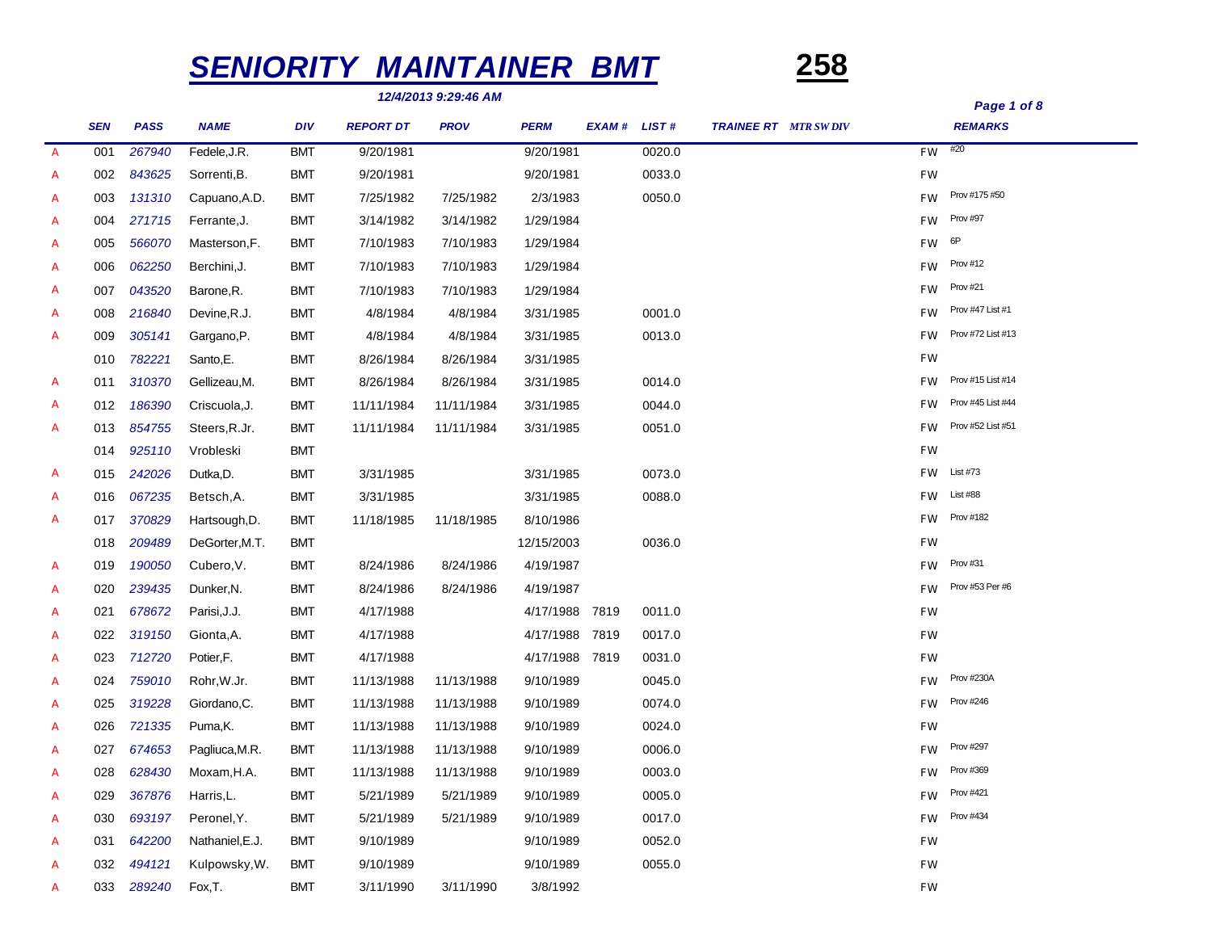# SENIORITY MAINTAINER BMT

**258**

*12/4/2013 9:29:46 AM*

| | SEN | PASS | NAME | DIV | REPORT DT | PROV | PERM | EXAM # | LIST # | TRAINEE RT | MTR SW DIV | | REMARKS |
|---|---|---|---|---|---|---|---|---|---|---|---|---|---|
| A | 001 | 267940 | Fedele,J.R. | BMT | 9/20/1981 | | 9/20/1981 | | 0020.0 | | | FW | #20 |
| A | 002 | 843625 | Sorrenti,B. | BMT | 9/20/1981 | | 9/20/1981 | | 0033.0 | | | FW | |
| A | 003 | 131310 | Capuano,A.D. | BMT | 7/25/1982 | 7/25/1982 | 2/3/1983 | | 0050.0 | | | FW | Prov #175 #50 |
| A | 004 | 271715 | Ferrante,J. | BMT | 3/14/1982 | 3/14/1982 | 1/29/1984 | | | | | FW | Prov #97 |
| A | 005 | 566070 | Masterson,F. | BMT | 7/10/1983 | 7/10/1983 | 1/29/1984 | | | | | FW | 6P |
| A | 006 | 062250 | Berchini,J. | BMT | 7/10/1983 | 7/10/1983 | 1/29/1984 | | | | | FW | Prov #12 |
| A | 007 | 043520 | Barone,R. | BMT | 7/10/1983 | 7/10/1983 | 1/29/1984 | | | | | FW | Prov #21 |
| A | 008 | 216840 | Devine,R.J. | BMT | 4/8/1984 | 4/8/1984 | 3/31/1985 | | 0001.0 | | | FW | Prov #47 List #1 |
| A | 009 | 305141 | Gargano,P. | BMT | 4/8/1984 | 4/8/1984 | 3/31/1985 | | 0013.0 | | | FW | Prov #72 List #13 |
| | 010 | 782221 | Santo,E. | BMT | 8/26/1984 | 8/26/1984 | 3/31/1985 | | | | | FW | |
| A | 011 | 310370 | Gellizeau,M. | BMT | 8/26/1984 | 8/26/1984 | 3/31/1985 | | 0014.0 | | | FW | Prov #15 List #14 |
| A | 012 | 186390 | Criscuola,J. | BMT | 11/11/1984 | 11/11/1984 | 3/31/1985 | | 0044.0 | | | FW | Prov #45 List #44 |
| A | 013 | 854755 | Steers,R.Jr. | BMT | 11/11/1984 | 11/11/1984 | 3/31/1985 | | 0051.0 | | | FW | Prov #52 List #51 |
| | 014 | 925110 | Vrobleski | BMT | | | | | | | | FW | |
| A | 015 | 242026 | Dutka,D. | BMT | 3/31/1985 | | 3/31/1985 | | 0073.0 | | | FW | List #73 |
| A | 016 | 067235 | Betsch,A. | BMT | 3/31/1985 | | 3/31/1985 | | 0088.0 | | | FW | List #88 |
| A | 017 | 370829 | Hartsough,D. | BMT | 11/18/1985 | 11/18/1985 | 8/10/1986 | | | | | FW | Prov #182 |
| | 018 | 209489 | DeGorter,M.T. | BMT | | | 12/15/2003 | | 0036.0 | | | FW | |
| A | 019 | 190050 | Cubero,V. | BMT | 8/24/1986 | 8/24/1986 | 4/19/1987 | | | | | FW | Prov #31 |
| A | 020 | 239435 | Dunker,N. | BMT | 8/24/1986 | 8/24/1986 | 4/19/1987 | | | | | FW | Prov #53 Per #6 |
| A | 021 | 678672 | Parisi,J.J. | BMT | 4/17/1988 | | 4/17/1988 | 7819 | 0011.0 | | | FW | |
| A | 022 | 319150 | Gionta,A. | BMT | 4/17/1988 | | 4/17/1988 | 7819 | 0017.0 | | | FW | |
| A | 023 | 712720 | Potier,F. | BMT | 4/17/1988 | | 4/17/1988 | 7819 | 0031.0 | | | FW | |
| A | 024 | 759010 | Rohr,W.Jr. | BMT | 11/13/1988 | 11/13/1988 | 9/10/1989 | | 0045.0 | | | FW | Prov #230A |
| A | 025 | 319228 | Giordano,C. | BMT | 11/13/1988 | 11/13/1988 | 9/10/1989 | | 0074.0 | | | FW | Prov #246 |
| A | 026 | 721335 | Puma,K. | BMT | 11/13/1988 | 11/13/1988 | 9/10/1989 | | 0024.0 | | | FW | |
| A | 027 | 674653 | Pagliuca,M.R. | BMT | 11/13/1988 | 11/13/1988 | 9/10/1989 | | 0006.0 | | | FW | Prov #297 |
| A | 028 | 628430 | Moxam,H.A. | BMT | 11/13/1988 | 11/13/1988 | 9/10/1989 | | 0003.0 | | | FW | Prov #369 |
| A | 029 | 367876 | Harris,L. | BMT | 5/21/1989 | 5/21/1989 | 9/10/1989 | | 0005.0 | | | FW | Prov #421 |
| A | 030 | 693197 | Peronel,Y. | BMT | 5/21/1989 | 5/21/1989 | 9/10/1989 | | 0017.0 | | | FW | Prov #434 |
| A | 031 | 642200 | Nathaniel,E.J. | BMT | 9/10/1989 | | 9/10/1989 | | 0052.0 | | | FW | |
| A | 032 | 494121 | Kulpowsky,W. | BMT | 9/10/1989 | | 9/10/1989 | | 0055.0 | | | FW | |
| A | 033 | 289240 | Fox,T. | BMT | 3/11/1990 | 3/11/1990 | 3/8/1992 | | | | | FW | |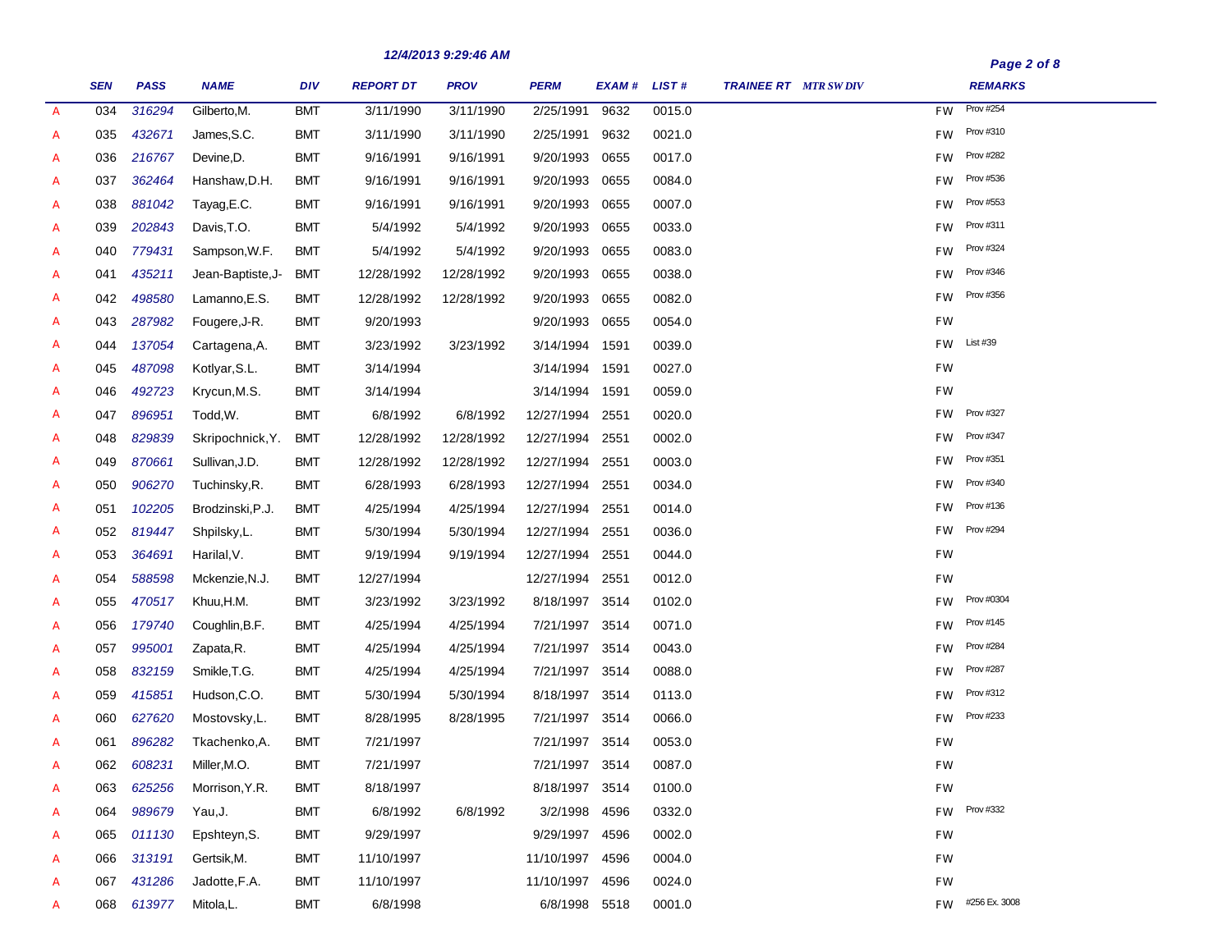12/4/2013 9:29:46 AM

| | SEN | PASS | NAME | DIV | REPORT DT | PROV | PERM | EXAM # | LIST # | TRAINEE RT | MTR SW DIV | | REMARKS |
|---|---|---|---|---|---|---|---|---|---|---|---|---|---|
| A | 034 | 316294 | Gilberto,M. | BMT | 3/11/1990 | 3/11/1990 | 2/25/1991 | 9632 | 0015.0 | | | FW | Prov #254 |
| A | 035 | 432671 | James,S.C. | BMT | 3/11/1990 | 3/11/1990 | 2/25/1991 | 9632 | 0021.0 | | | FW | Prov #310 |
| A | 036 | 216767 | Devine,D. | BMT | 9/16/1991 | 9/16/1991 | 9/20/1993 | 0655 | 0017.0 | | | FW | Prov #282 |
| A | 037 | 362464 | Hanshaw,D.H. | BMT | 9/16/1991 | 9/16/1991 | 9/20/1993 | 0655 | 0084.0 | | | FW | Prov #536 |
| A | 038 | 881042 | Tayag,E.C. | BMT | 9/16/1991 | 9/16/1991 | 9/20/1993 | 0655 | 0007.0 | | | FW | Prov #553 |
| A | 039 | 202843 | Davis,T.O. | BMT | 5/4/1992 | 5/4/1992 | 9/20/1993 | 0655 | 0033.0 | | | FW | Prov #311 |
| A | 040 | 779431 | Sampson,W.F. | BMT | 5/4/1992 | 5/4/1992 | 9/20/1993 | 0655 | 0083.0 | | | FW | Prov #324 |
| A | 041 | 435211 | Jean-Baptiste,J- | BMT | 12/28/1992 | 12/28/1992 | 9/20/1993 | 0655 | 0038.0 | | | FW | Prov #346 |
| A | 042 | 498580 | Lamanno,E.S. | BMT | 12/28/1992 | 12/28/1992 | 9/20/1993 | 0655 | 0082.0 | | | FW | Prov #356 |
| A | 043 | 287982 | Fougere,J-R. | BMT | 9/20/1993 | | 9/20/1993 | 0655 | 0054.0 | | | FW | |
| A | 044 | 137054 | Cartagena,A. | BMT | 3/23/1992 | 3/23/1992 | 3/14/1994 | 1591 | 0039.0 | | | FW | List #39 |
| A | 045 | 487098 | Kotlyar,S.L. | BMT | 3/14/1994 | | 3/14/1994 | 1591 | 0027.0 | | | FW | |
| A | 046 | 492723 | Krycun,M.S. | BMT | 3/14/1994 | | 3/14/1994 | 1591 | 0059.0 | | | FW | |
| A | 047 | 896951 | Todd,W. | BMT | 6/8/1992 | 6/8/1992 | 12/27/1994 | 2551 | 0020.0 | | | FW | Prov #327 |
| A | 048 | 829839 | Skripochnick,Y. | BMT | 12/28/1992 | 12/28/1992 | 12/27/1994 | 2551 | 0002.0 | | | FW | Prov #347 |
| A | 049 | 870661 | Sullivan,J.D. | BMT | 12/28/1992 | 12/28/1992 | 12/27/1994 | 2551 | 0003.0 | | | FW | Prov #351 |
| A | 050 | 906270 | Tuchinsky,R. | BMT | 6/28/1993 | 6/28/1993 | 12/27/1994 | 2551 | 0034.0 | | | FW | Prov #340 |
| A | 051 | 102205 | Brodzinski,P.J. | BMT | 4/25/1994 | 4/25/1994 | 12/27/1994 | 2551 | 0014.0 | | | FW | Prov #136 |
| A | 052 | 819447 | Shpilsky,L. | BMT | 5/30/1994 | 5/30/1994 | 12/27/1994 | 2551 | 0036.0 | | | FW | Prov #294 |
| A | 053 | 364691 | Harilal,V. | BMT | 9/19/1994 | 9/19/1994 | 12/27/1994 | 2551 | 0044.0 | | | FW | |
| A | 054 | 588598 | Mckenzie,N.J. | BMT | 12/27/1994 | | 12/27/1994 | 2551 | 0012.0 | | | FW | |
| A | 055 | 470517 | Khuu,H.M. | BMT | 3/23/1992 | 3/23/1992 | 8/18/1997 | 3514 | 0102.0 | | | FW | Prov #0304 |
| A | 056 | 179740 | Coughlin,B.F. | BMT | 4/25/1994 | 4/25/1994 | 7/21/1997 | 3514 | 0071.0 | | | FW | Prov #145 |
| A | 057 | 995001 | Zapata,R. | BMT | 4/25/1994 | 4/25/1994 | 7/21/1997 | 3514 | 0043.0 | | | FW | Prov #284 |
| A | 058 | 832159 | Smikle,T.G. | BMT | 4/25/1994 | 4/25/1994 | 7/21/1997 | 3514 | 0088.0 | | | FW | Prov #287 |
| A | 059 | 415851 | Hudson,C.O. | BMT | 5/30/1994 | 5/30/1994 | 8/18/1997 | 3514 | 0113.0 | | | FW | Prov #312 |
| A | 060 | 627620 | Mostovsky,L. | BMT | 8/28/1995 | 8/28/1995 | 7/21/1997 | 3514 | 0066.0 | | | FW | Prov #233 |
| A | 061 | 896282 | Tkachenko,A. | BMT | 7/21/1997 | | 7/21/1997 | 3514 | 0053.0 | | | FW | |
| A | 062 | 608231 | Miller,M.O. | BMT | 7/21/1997 | | 7/21/1997 | 3514 | 0087.0 | | | FW | |
| A | 063 | 625256 | Morrison,Y.R. | BMT | 8/18/1997 | | 8/18/1997 | 3514 | 0100.0 | | | FW | |
| A | 064 | 989679 | Yau,J. | BMT | 6/8/1992 | 6/8/1992 | 3/2/1998 | 4596 | 0332.0 | | | FW | Prov #332 |
| A | 065 | 011130 | Epshteyn,S. | BMT | 9/29/1997 | | 9/29/1997 | 4596 | 0002.0 | | | FW | |
| A | 066 | 313191 | Gertsik,M. | BMT | 11/10/1997 | | 11/10/1997 | 4596 | 0004.0 | | | FW | |
| A | 067 | 431286 | Jadotte,F.A. | BMT | 11/10/1997 | | 11/10/1997 | 4596 | 0024.0 | | | FW | |
| A | 068 | 613977 | Mitola,L. | BMT | 6/8/1998 | | 6/8/1998 | 5518 | 0001.0 | | | FW | #256 Ex. 3008 |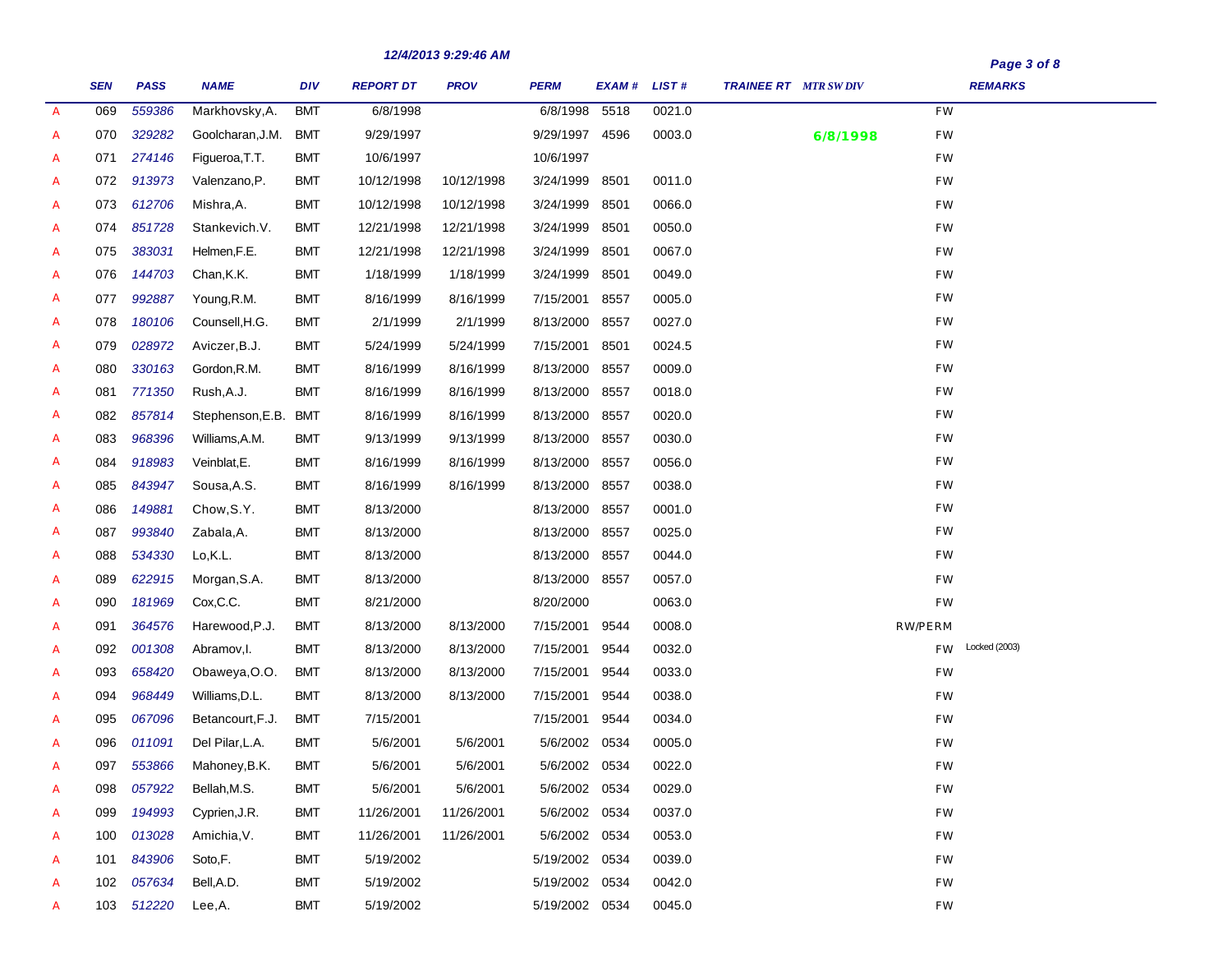12/4/2013 9:29:46 AM

| | SEN | PASS | NAME | DIV | REPORT DT | PROV | PERM | EXAM # | LIST # | TRAINEE RT | MTR SW DIV | | REMARKS |
|---|---|---|---|---|---|---|---|---|---|---|---|---|---|
| A | 069 | 559386 | Markhovsky,A. | BMT | 6/8/1998 | | 6/8/1998 | 5518 | 0021.0 | | | FW | |
| A | 070 | 329282 | Goolcharan,J.M. | BMT | 9/29/1997 | | 9/29/1997 | 4596 | 0003.0 | | 6/8/1998 | FW | |
| A | 071 | 274146 | Figueroa,T.T. | BMT | 10/6/1997 | | 10/6/1997 | | | | | FW | |
| A | 072 | 913973 | Valenzano,P. | BMT | 10/12/1998 | 10/12/1998 | 3/24/1999 | 8501 | 0011.0 | | | FW | |
| A | 073 | 612706 | Mishra,A. | BMT | 10/12/1998 | 10/12/1998 | 3/24/1999 | 8501 | 0066.0 | | | FW | |
| A | 074 | 851728 | Stankevich.V. | BMT | 12/21/1998 | 12/21/1998 | 3/24/1999 | 8501 | 0050.0 | | | FW | |
| A | 075 | 383031 | Helmen,F.E. | BMT | 12/21/1998 | 12/21/1998 | 3/24/1999 | 8501 | 0067.0 | | | FW | |
| A | 076 | 144703 | Chan,K.K. | BMT | 1/18/1999 | 1/18/1999 | 3/24/1999 | 8501 | 0049.0 | | | FW | |
| A | 077 | 992887 | Young,R.M. | BMT | 8/16/1999 | 8/16/1999 | 7/15/2001 | 8557 | 0005.0 | | | FW | |
| A | 078 | 180106 | Counsell,H.G. | BMT | 2/1/1999 | 2/1/1999 | 8/13/2000 | 8557 | 0027.0 | | | FW | |
| A | 079 | 028972 | Aviczer,B.J. | BMT | 5/24/1999 | 5/24/1999 | 7/15/2001 | 8501 | 0024.5 | | | FW | |
| A | 080 | 330163 | Gordon,R.M. | BMT | 8/16/1999 | 8/16/1999 | 8/13/2000 | 8557 | 0009.0 | | | FW | |
| A | 081 | 771350 | Rush,A.J. | BMT | 8/16/1999 | 8/16/1999 | 8/13/2000 | 8557 | 0018.0 | | | FW | |
| A | 082 | 857814 | Stephenson,E.B. | BMT | 8/16/1999 | 8/16/1999 | 8/13/2000 | 8557 | 0020.0 | | | FW | |
| A | 083 | 968396 | Williams,A.M. | BMT | 9/13/1999 | 9/13/1999 | 8/13/2000 | 8557 | 0030.0 | | | FW | |
| A | 084 | 918983 | Veinblat,E. | BMT | 8/16/1999 | 8/16/1999 | 8/13/2000 | 8557 | 0056.0 | | | FW | |
| A | 085 | 843947 | Sousa,A.S. | BMT | 8/16/1999 | 8/16/1999 | 8/13/2000 | 8557 | 0038.0 | | | FW | |
| A | 086 | 149881 | Chow,S.Y. | BMT | 8/13/2000 | | 8/13/2000 | 8557 | 0001.0 | | | FW | |
| A | 087 | 993840 | Zabala,A. | BMT | 8/13/2000 | | 8/13/2000 | 8557 | 0025.0 | | | FW | |
| A | 088 | 534330 | Lo,K.L. | BMT | 8/13/2000 | | 8/13/2000 | 8557 | 0044.0 | | | FW | |
| A | 089 | 622915 | Morgan,S.A. | BMT | 8/13/2000 | | 8/13/2000 | 8557 | 0057.0 | | | FW | |
| A | 090 | 181969 | Cox,C.C. | BMT | 8/21/2000 | | 8/20/2000 | | 0063.0 | | | FW | |
| A | 091 | 364576 | Harewood,P.J. | BMT | 8/13/2000 | 8/13/2000 | 7/15/2001 | 9544 | 0008.0 | | | RW/PERM | |
| A | 092 | 001308 | Abramov,I. | BMT | 8/13/2000 | 8/13/2000 | 7/15/2001 | 9544 | 0032.0 | | | FW | Locked (2003) |
| A | 093 | 658420 | Obaweya,O.O. | BMT | 8/13/2000 | 8/13/2000 | 7/15/2001 | 9544 | 0033.0 | | | FW | |
| A | 094 | 968449 | Williams,D.L. | BMT | 8/13/2000 | 8/13/2000 | 7/15/2001 | 9544 | 0038.0 | | | FW | |
| A | 095 | 067096 | Betancourt,F.J. | BMT | 7/15/2001 | | 7/15/2001 | 9544 | 0034.0 | | | FW | |
| A | 096 | 011091 | Del Pilar,L.A. | BMT | 5/6/2001 | 5/6/2001 | 5/6/2002 | 0534 | 0005.0 | | | FW | |
| A | 097 | 553866 | Mahoney,B.K. | BMT | 5/6/2001 | 5/6/2001 | 5/6/2002 | 0534 | 0022.0 | | | FW | |
| A | 098 | 057922 | Bellah,M.S. | BMT | 5/6/2001 | 5/6/2001 | 5/6/2002 | 0534 | 0029.0 | | | FW | |
| A | 099 | 194993 | Cyprien,J.R. | BMT | 11/26/2001 | 11/26/2001 | 5/6/2002 | 0534 | 0037.0 | | | FW | |
| A | 100 | 013028 | Amichia,V. | BMT | 11/26/2001 | 11/26/2001 | 5/6/2002 | 0534 | 0053.0 | | | FW | |
| A | 101 | 843906 | Soto,F. | BMT | 5/19/2002 | | 5/19/2002 | 0534 | 0039.0 | | | FW | |
| A | 102 | 057634 | Bell,A.D. | BMT | 5/19/2002 | | 5/19/2002 | 0534 | 0042.0 | | | FW | |
| A | 103 | 512220 | Lee,A. | BMT | 5/19/2002 | | 5/19/2002 | 0534 | 0045.0 | | | FW | |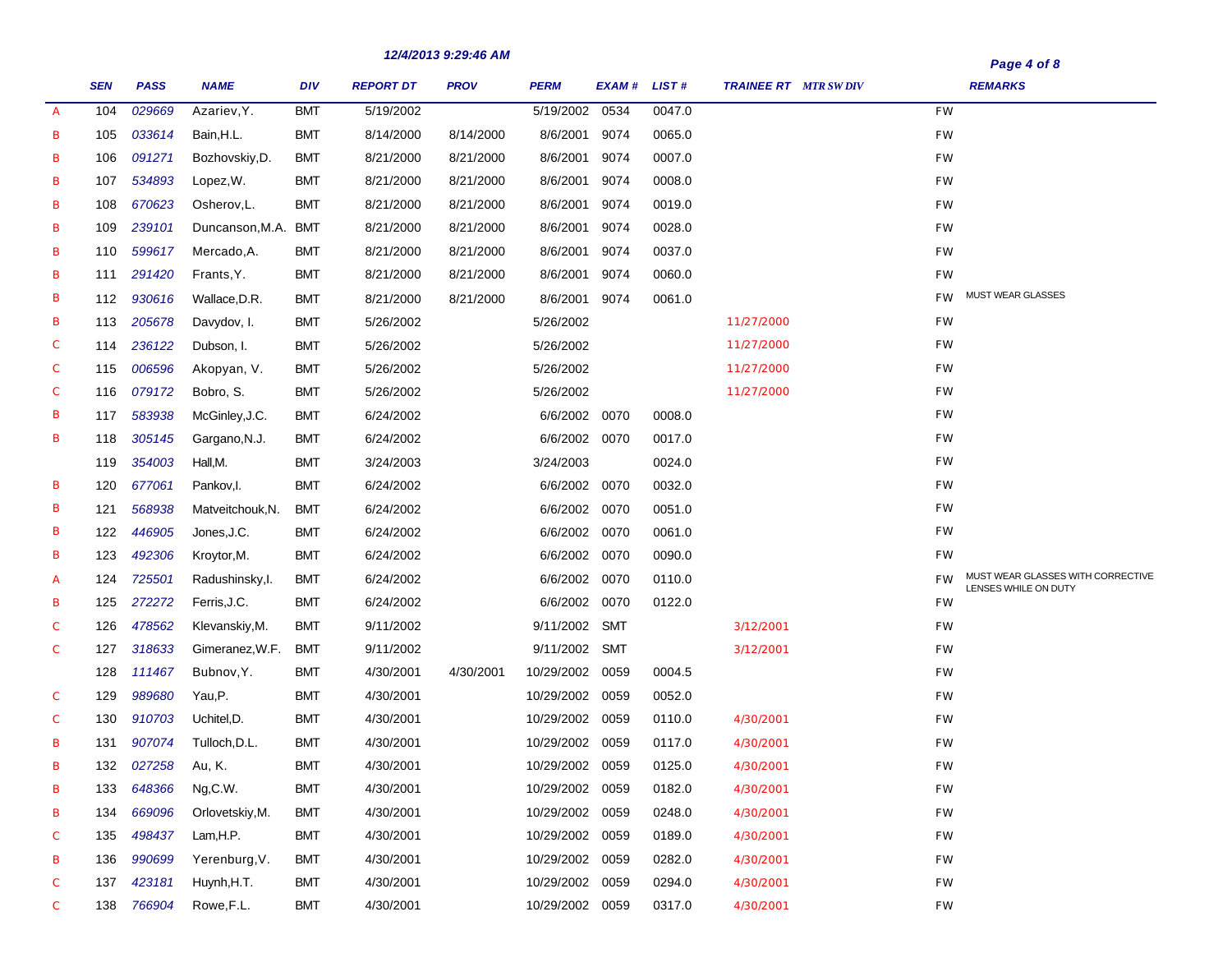**12/4/2013 9:29:46 AM**

| | SEN | PASS | NAME | DIV | REPORT DT | PROV | PERM | EXAM # | LIST # | TRAINEE RT | MTR SW DIV | | REMARKS |
|---|---|---|---|---|---|---|---|---|---|---|---|---|---|
| A | 104 | 029669 | Azariev,Y. | BMT | 5/19/2002 | | 5/19/2002 | 0534 | 0047.0 | | | FW | |
| B | 105 | 033614 | Bain,H.L. | BMT | 8/14/2000 | 8/14/2000 | 8/6/2001 | 9074 | 0065.0 | | | FW | |
| B | 106 | 091271 | Bozhovskiy,D. | BMT | 8/21/2000 | 8/21/2000 | 8/6/2001 | 9074 | 0007.0 | | | FW | |
| B | 107 | 534893 | Lopez,W. | BMT | 8/21/2000 | 8/21/2000 | 8/6/2001 | 9074 | 0008.0 | | | FW | |
| B | 108 | 670623 | Osherov,L. | BMT | 8/21/2000 | 8/21/2000 | 8/6/2001 | 9074 | 0019.0 | | | FW | |
| B | 109 | 239101 | Duncanson,M.A. | BMT | 8/21/2000 | 8/21/2000 | 8/6/2001 | 9074 | 0028.0 | | | FW | |
| B | 110 | 599617 | Mercado,A. | BMT | 8/21/2000 | 8/21/2000 | 8/6/2001 | 9074 | 0037.0 | | | FW | |
| B | 111 | 291420 | Frants,Y. | BMT | 8/21/2000 | 8/21/2000 | 8/6/2001 | 9074 | 0060.0 | | | FW | |
| B | 112 | 930616 | Wallace,D.R. | BMT | 8/21/2000 | 8/21/2000 | 8/6/2001 | 9074 | 0061.0 | | | FW | MUST WEAR GLASSES |
| B | 113 | 205678 | Davydov, I. | BMT | 5/26/2002 | | 5/26/2002 | | | 11/27/2000 | | FW | |
| C | 114 | 236122 | Dubson, I. | BMT | 5/26/2002 | | 5/26/2002 | | | 11/27/2000 | | FW | |
| C | 115 | 006596 | Akopyan, V. | BMT | 5/26/2002 | | 5/26/2002 | | | 11/27/2000 | | FW | |
| C | 116 | 079172 | Bobro, S. | BMT | 5/26/2002 | | 5/26/2002 | | | 11/27/2000 | | FW | |
| B | 117 | 583938 | McGinley,J.C. | BMT | 6/24/2002 | | 6/6/2002 | 0070 | 0008.0 | | | FW | |
| B | 118 | 305145 | Gargano,N.J. | BMT | 6/24/2002 | | 6/6/2002 | 0070 | 0017.0 | | | FW | |
| | 119 | 354003 | Hall,M. | BMT | 3/24/2003 | | 3/24/2003 | | 0024.0 | | | FW | |
| B | 120 | 677061 | Pankov,I. | BMT | 6/24/2002 | | 6/6/2002 | 0070 | 0032.0 | | | FW | |
| B | 121 | 568938 | Matveitchouk,N. | BMT | 6/24/2002 | | 6/6/2002 | 0070 | 0051.0 | | | FW | |
| B | 122 | 446905 | Jones,J.C. | BMT | 6/24/2002 | | 6/6/2002 | 0070 | 0061.0 | | | FW | |
| B | 123 | 492306 | Kroytor,M. | BMT | 6/24/2002 | | 6/6/2002 | 0070 | 0090.0 | | | FW | |
| A | 124 | 725501 | Radushinsky,I. | BMT | 6/24/2002 | | 6/6/2002 | 0070 | 0110.0 | | | FW | MUST WEAR GLASSES WITH CORRECTIVE LENSES WHILE ON DUTY |
| B | 125 | 272272 | Ferris,J.C. | BMT | 6/24/2002 | | 6/6/2002 | 0070 | 0122.0 | | | FW | |
| C | 126 | 478562 | Klevanskiy,M. | BMT | 9/11/2002 | | 9/11/2002 | SMT | | 3/12/2001 | | FW | |
| C | 127 | 318633 | Gimeranez,W.F. | BMT | 9/11/2002 | | 9/11/2002 | SMT | | 3/12/2001 | | FW | |
| | 128 | 111467 | Bubnov,Y. | BMT | 4/30/2001 | 4/30/2001 | 10/29/2002 | 0059 | 0004.5 | | | FW | |
| C | 129 | 989680 | Yau,P. | BMT | 4/30/2001 | | 10/29/2002 | 0059 | 0052.0 | | | FW | |
| C | 130 | 910703 | Uchitel,D. | BMT | 4/30/2001 | | 10/29/2002 | 0059 | 0110.0 | 4/30/2001 | | FW | |
| B | 131 | 907074 | Tulloch,D.L. | BMT | 4/30/2001 | | 10/29/2002 | 0059 | 0117.0 | 4/30/2001 | | FW | |
| B | 132 | 027258 | Au, K. | BMT | 4/30/2001 | | 10/29/2002 | 0059 | 0125.0 | 4/30/2001 | | FW | |
| B | 133 | 648366 | Ng,C.W. | BMT | 4/30/2001 | | 10/29/2002 | 0059 | 0182.0 | 4/30/2001 | | FW | |
| B | 134 | 669096 | Orlovetskiy,M. | BMT | 4/30/2001 | | 10/29/2002 | 0059 | 0248.0 | 4/30/2001 | | FW | |
| C | 135 | 498437 | Lam,H.P. | BMT | 4/30/2001 | | 10/29/2002 | 0059 | 0189.0 | 4/30/2001 | | FW | |
| B | 136 | 990699 | Yerenburg,V. | BMT | 4/30/2001 | | 10/29/2002 | 0059 | 0282.0 | 4/30/2001 | | FW | |
| C | 137 | 423181 | Huynh,H.T. | BMT | 4/30/2001 | | 10/29/2002 | 0059 | 0294.0 | 4/30/2001 | | FW | |
| C | 138 | 766904 | Rowe,F.L. | BMT | 4/30/2001 | | 10/29/2002 | 0059 | 0317.0 | 4/30/2001 | | FW | |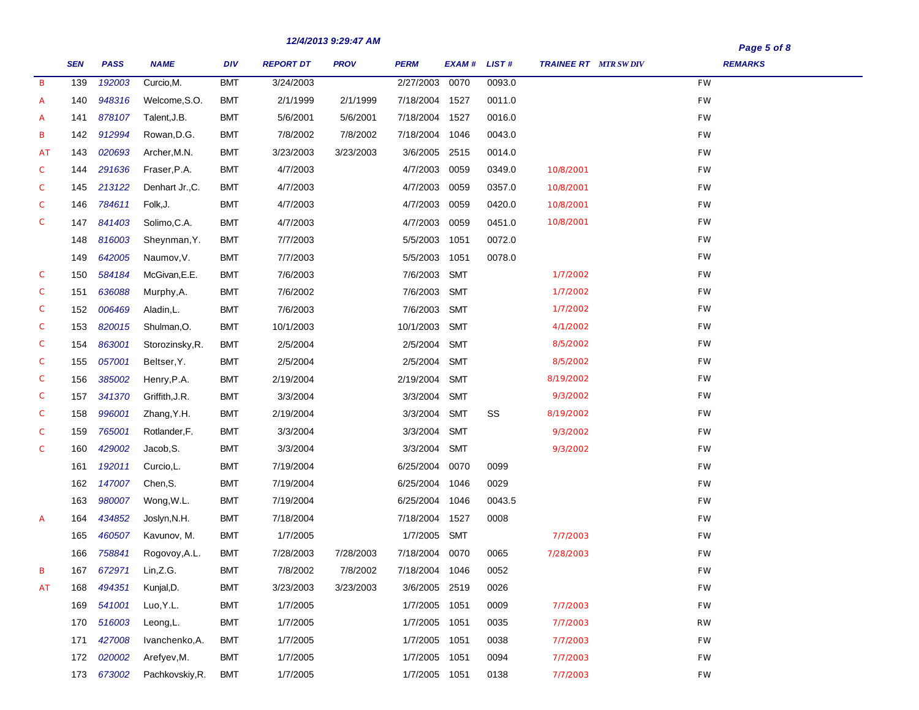12/4/2013 9:29:47 AM

| | SEN | PASS | NAME | DIV | REPORT DT | PROV | PERM | EXAM # | LIST # | TRAINEE RT | MTR SW DIV | REMARKS |
|---|---|---|---|---|---|---|---|---|---|---|---|---|
| B | 139 | 192003 | Curcio,M. | BMT | 3/24/2003 | | 2/27/2003 | 0070 | 0093.0 | | | FW |
| A | 140 | 948316 | Welcome,S.O. | BMT | 2/1/1999 | 2/1/1999 | 7/18/2004 | 1527 | 0011.0 | | | FW |
| A | 141 | 878107 | Talent,J.B. | BMT | 5/6/2001 | 5/6/2001 | 7/18/2004 | 1527 | 0016.0 | | | FW |
| B | 142 | 912994 | Rowan,D.G. | BMT | 7/8/2002 | 7/8/2002 | 7/18/2004 | 1046 | 0043.0 | | | FW |
| AT | 143 | 020693 | Archer,M.N. | BMT | 3/23/2003 | 3/23/2003 | 3/6/2005 | 2515 | 0014.0 | | | FW |
| C | 144 | 291636 | Fraser,P.A. | BMT | 4/7/2003 | | 4/7/2003 | 0059 | 0349.0 | 10/8/2001 | | FW |
| C | 145 | 213122 | Denhart Jr.,C. | BMT | 4/7/2003 | | 4/7/2003 | 0059 | 0357.0 | 10/8/2001 | | FW |
| C | 146 | 784611 | Folk,J. | BMT | 4/7/2003 | | 4/7/2003 | 0059 | 0420.0 | 10/8/2001 | | FW |
| C | 147 | 841403 | Solimo,C.A. | BMT | 4/7/2003 | | 4/7/2003 | 0059 | 0451.0 | 10/8/2001 | | FW |
| | 148 | 816003 | Sheynman,Y. | BMT | 7/7/2003 | | 5/5/2003 | 1051 | 0072.0 | | | FW |
| | 149 | 642005 | Naumov,V. | BMT | 7/7/2003 | | 5/5/2003 | 1051 | 0078.0 | | | FW |
| C | 150 | 584184 | McGivan,E.E. | BMT | 7/6/2003 | | 7/6/2003 | SMT | | 1/7/2002 | | FW |
| C | 151 | 636088 | Murphy,A. | BMT | 7/6/2002 | | 7/6/2003 | SMT | | 1/7/2002 | | FW |
| C | 152 | 006469 | Aladin,L. | BMT | 7/6/2003 | | 7/6/2003 | SMT | | 1/7/2002 | | FW |
| C | 153 | 820015 | Shulman,O. | BMT | 10/1/2003 | | 10/1/2003 | SMT | | 4/1/2002 | | FW |
| C | 154 | 863001 | Storozinsky,R. | BMT | 2/5/2004 | | 2/5/2004 | SMT | | 8/5/2002 | | FW |
| C | 155 | 057001 | Beltser,Y. | BMT | 2/5/2004 | | 2/5/2004 | SMT | | 8/5/2002 | | FW |
| C | 156 | 385002 | Henry,P.A. | BMT | 2/19/2004 | | 2/19/2004 | SMT | | 8/19/2002 | | FW |
| C | 157 | 341370 | Griffith,J.R. | BMT | 3/3/2004 | | 3/3/2004 | SMT | | 9/3/2002 | | FW |
| C | 158 | 996001 | Zhang,Y.H. | BMT | 2/19/2004 | | 3/3/2004 | SMT | SS | 8/19/2002 | | FW |
| C | 159 | 765001 | Rotlander,F. | BMT | 3/3/2004 | | 3/3/2004 | SMT | | 9/3/2002 | | FW |
| C | 160 | 429002 | Jacob,S. | BMT | 3/3/2004 | | 3/3/2004 | SMT | | 9/3/2002 | | FW |
| | 161 | 192011 | Curcio,L. | BMT | 7/19/2004 | | 6/25/2004 | 0070 | 0099 | | | FW |
| | 162 | 147007 | Chen,S. | BMT | 7/19/2004 | | 6/25/2004 | 1046 | 0029 | | | FW |
| | 163 | 980007 | Wong,W.L. | BMT | 7/19/2004 | | 6/25/2004 | 1046 | 0043.5 | | | FW |
| A | 164 | 434852 | Joslyn,N.H. | BMT | 7/18/2004 | | 7/18/2004 | 1527 | 0008 | | | FW |
| | 165 | 460507 | Kavunov, M. | BMT | 1/7/2005 | | 1/7/2005 | SMT | | 7/7/2003 | | FW |
| | 166 | 758841 | Rogovoy,A.L. | BMT | 7/28/2003 | 7/28/2003 | 7/18/2004 | 0070 | 0065 | 7/28/2003 | | FW |
| B | 167 | 672971 | Lin,Z.G. | BMT | 7/8/2002 | 7/8/2002 | 7/18/2004 | 1046 | 0052 | | | FW |
| AT | 168 | 494351 | Kunjal,D. | BMT | 3/23/2003 | 3/23/2003 | 3/6/2005 | 2519 | 0026 | | | FW |
| | 169 | 541001 | Luo,Y.L. | BMT | 1/7/2005 | | 1/7/2005 | 1051 | 0009 | 7/7/2003 | | FW |
| | 170 | 516003 | Leong,L. | BMT | 1/7/2005 | | 1/7/2005 | 1051 | 0035 | 7/7/2003 | | RW |
| | 171 | 427008 | Ivanchenko,A. | BMT | 1/7/2005 | | 1/7/2005 | 1051 | 0038 | 7/7/2003 | | FW |
| | 172 | 020002 | Arefyev,M. | BMT | 1/7/2005 | | 1/7/2005 | 1051 | 0094 | 7/7/2003 | | FW |
| | 173 | 673002 | Pachkovskiy,R. | BMT | 1/7/2005 | | 1/7/2005 | 1051 | 0138 | 7/7/2003 | | FW |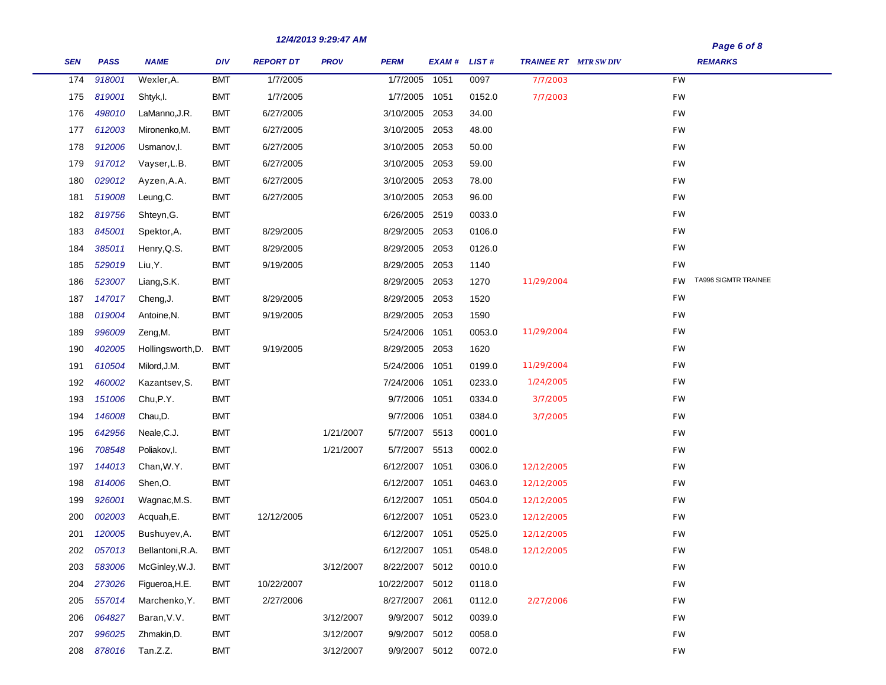12/4/2013 9:29:47 AM

| SEN | PASS | NAME | DIV | REPORT DT | PROV | PERM | EXAM # | LIST # | TRAINEE RT | MTR SW DIV | | REMARKS |
|---|---|---|---|---|---|---|---|---|---|---|---|---|
| 174 | 918001 | Wexler,A. | BMT | 1/7/2005 | | 1/7/2005 | 1051 | 0097 | 7/7/2003 | | FW | |
| 175 | 819001 | Shtyk,I. | BMT | 1/7/2005 | | 1/7/2005 | 1051 | 0152.0 | 7/7/2003 | | FW | |
| 176 | 498010 | LaManno,J.R. | BMT | 6/27/2005 | | 3/10/2005 | 2053 | 34.00 | | | FW | |
| 177 | 612003 | Mironenko,M. | BMT | 6/27/2005 | | 3/10/2005 | 2053 | 48.00 | | | FW | |
| 178 | 912006 | Usmanov,I. | BMT | 6/27/2005 | | 3/10/2005 | 2053 | 50.00 | | | FW | |
| 179 | 917012 | Vayser,L.B. | BMT | 6/27/2005 | | 3/10/2005 | 2053 | 59.00 | | | FW | |
| 180 | 029012 | Ayzen,A.A. | BMT | 6/27/2005 | | 3/10/2005 | 2053 | 78.00 | | | FW | |
| 181 | 519008 | Leung,C. | BMT | 6/27/2005 | | 3/10/2005 | 2053 | 96.00 | | | FW | |
| 182 | 819756 | Shteyn,G. | BMT | | | 6/26/2005 | 2519 | 0033.0 | | | FW | |
| 183 | 845001 | Spektor,A. | BMT | 8/29/2005 | | 8/29/2005 | 2053 | 0106.0 | | | FW | |
| 184 | 385011 | Henry,Q.S. | BMT | 8/29/2005 | | 8/29/2005 | 2053 | 0126.0 | | | FW | |
| 185 | 529019 | Liu,Y. | BMT | 9/19/2005 | | 8/29/2005 | 2053 | 1140 | | | FW | |
| 186 | 523007 | Liang,S.K. | BMT | | | 8/29/2005 | 2053 | 1270 | 11/29/2004 | | FW | TA996 SIGMTR TRAINEE |
| 187 | 147017 | Cheng,J. | BMT | 8/29/2005 | | 8/29/2005 | 2053 | 1520 | | | FW | |
| 188 | 019004 | Antoine,N. | BMT | 9/19/2005 | | 8/29/2005 | 2053 | 1590 | | | FW | |
| 189 | 996009 | Zeng,M. | BMT | | | 5/24/2006 | 1051 | 0053.0 | 11/29/2004 | | FW | |
| 190 | 402005 | Hollingsworth,D. | BMT | 9/19/2005 | | 8/29/2005 | 2053 | 1620 | | | FW | |
| 191 | 610504 | Milord,J.M. | BMT | | | 5/24/2006 | 1051 | 0199.0 | 11/29/2004 | | FW | |
| 192 | 460002 | Kazantsev,S. | BMT | | | 7/24/2006 | 1051 | 0233.0 | 1/24/2005 | | FW | |
| 193 | 151006 | Chu,P.Y. | BMT | | | 9/7/2006 | 1051 | 0334.0 | 3/7/2005 | | FW | |
| 194 | 146008 | Chau,D. | BMT | | | 9/7/2006 | 1051 | 0384.0 | 3/7/2005 | | FW | |
| 195 | 642956 | Neale,C.J. | BMT | | 1/21/2007 | 5/7/2007 | 5513 | 0001.0 | | | FW | |
| 196 | 708548 | Poliakov,I. | BMT | | 1/21/2007 | 5/7/2007 | 5513 | 0002.0 | | | FW | |
| 197 | 144013 | Chan,W.Y. | BMT | | | 6/12/2007 | 1051 | 0306.0 | 12/12/2005 | | FW | |
| 198 | 814006 | Shen,O. | BMT | | | 6/12/2007 | 1051 | 0463.0 | 12/12/2005 | | FW | |
| 199 | 926001 | Wagnac,M.S. | BMT | | | 6/12/2007 | 1051 | 0504.0 | 12/12/2005 | | FW | |
| 200 | 002003 | Acquah,E. | BMT | 12/12/2005 | | 6/12/2007 | 1051 | 0523.0 | 12/12/2005 | | FW | |
| 201 | 120005 | Bushuyev,A. | BMT | | | 6/12/2007 | 1051 | 0525.0 | 12/12/2005 | | FW | |
| 202 | 057013 | Bellantoni,R.A. | BMT | | | 6/12/2007 | 1051 | 0548.0 | 12/12/2005 | | FW | |
| 203 | 583006 | McGinley,W.J. | BMT | | 3/12/2007 | 8/22/2007 | 5012 | 0010.0 | | | FW | |
| 204 | 273026 | Figueroa,H.E. | BMT | 10/22/2007 | | 10/22/2007 | 5012 | 0118.0 | | | FW | |
| 205 | 557014 | Marchenko,Y. | BMT | 2/27/2006 | | 8/27/2007 | 2061 | 0112.0 | 2/27/2006 | | FW | |
| 206 | 064827 | Baran,V.V. | BMT | | 3/12/2007 | 9/9/2007 | 5012 | 0039.0 | | | FW | |
| 207 | 996025 | Zhmakin,D. | BMT | | 3/12/2007 | 9/9/2007 | 5012 | 0058.0 | | | FW | |
| 208 | 878016 | Tan.Z.Z. | BMT | | 3/12/2007 | 9/9/2007 | 5012 | 0072.0 | | | FW | |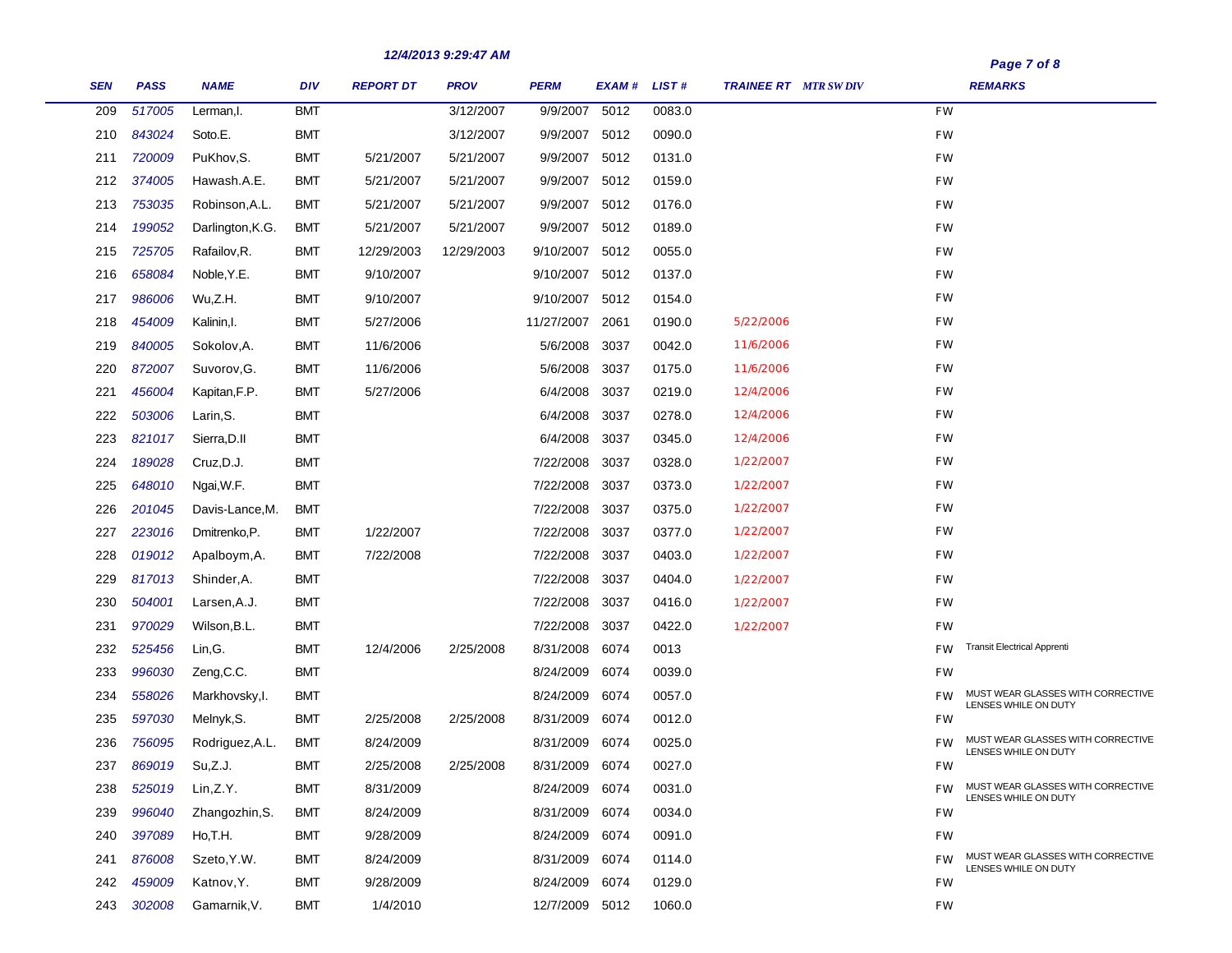12/4/2013 9:29:47 AM

| SEN | PASS | NAME | DIV | REPORT DT | PROV | PERM | EXAM # | LIST # | TRAINEE RT | MTR SW DIV | | REMARKS |
|---|---|---|---|---|---|---|---|---|---|---|---|---|
| 209 | 517005 | Lerman,I. | BMT | | 3/12/2007 | 9/9/2007 | 5012 | 0083.0 | | | FW | |
| 210 | 843024 | Soto.E. | BMT | | 3/12/2007 | 9/9/2007 | 5012 | 0090.0 | | | FW | |
| 211 | 720009 | PuKhov,S. | BMT | 5/21/2007 | 5/21/2007 | 9/9/2007 | 5012 | 0131.0 | | | FW | |
| 212 | 374005 | Hawash.A.E. | BMT | 5/21/2007 | 5/21/2007 | 9/9/2007 | 5012 | 0159.0 | | | FW | |
| 213 | 753035 | Robinson,A.L. | BMT | 5/21/2007 | 5/21/2007 | 9/9/2007 | 5012 | 0176.0 | | | FW | |
| 214 | 199052 | Darlington,K.G. | BMT | 5/21/2007 | 5/21/2007 | 9/9/2007 | 5012 | 0189.0 | | | FW | |
| 215 | 725705 | Rafailov,R. | BMT | 12/29/2003 | 12/29/2003 | 9/10/2007 | 5012 | 0055.0 | | | FW | |
| 216 | 658084 | Noble,Y.E. | BMT | 9/10/2007 | | 9/10/2007 | 5012 | 0137.0 | | | FW | |
| 217 | 986006 | Wu,Z.H. | BMT | 9/10/2007 | | 9/10/2007 | 5012 | 0154.0 | | | FW | |
| 218 | 454009 | Kalinin,I. | BMT | 5/27/2006 | | 11/27/2007 | 2061 | 0190.0 | 5/22/2006 | | FW | |
| 219 | 840005 | Sokolov,A. | BMT | 11/6/2006 | | 5/6/2008 | 3037 | 0042.0 | 11/6/2006 | | FW | |
| 220 | 872007 | Suvorov,G. | BMT | 11/6/2006 | | 5/6/2008 | 3037 | 0175.0 | 11/6/2006 | | FW | |
| 221 | 456004 | Kapitan,F.P. | BMT | 5/27/2006 | | 6/4/2008 | 3037 | 0219.0 | 12/4/2006 | | FW | |
| 222 | 503006 | Larin,S. | BMT | | | 6/4/2008 | 3037 | 0278.0 | 12/4/2006 | | FW | |
| 223 | 821017 | Sierra,D.II | BMT | | | 6/4/2008 | 3037 | 0345.0 | 12/4/2006 | | FW | |
| 224 | 189028 | Cruz,D.J. | BMT | | | 7/22/2008 | 3037 | 0328.0 | 1/22/2007 | | FW | |
| 225 | 648010 | Ngai,W.F. | BMT | | | 7/22/2008 | 3037 | 0373.0 | 1/22/2007 | | FW | |
| 226 | 201045 | Davis-Lance,M. | BMT | | | 7/22/2008 | 3037 | 0375.0 | 1/22/2007 | | FW | |
| 227 | 223016 | Dmitrenko,P. | BMT | 1/22/2007 | | 7/22/2008 | 3037 | 0377.0 | 1/22/2007 | | FW | |
| 228 | 019012 | Apalboym,A. | BMT | 7/22/2008 | | 7/22/2008 | 3037 | 0403.0 | 1/22/2007 | | FW | |
| 229 | 817013 | Shinder,A. | BMT | | | 7/22/2008 | 3037 | 0404.0 | 1/22/2007 | | FW | |
| 230 | 504001 | Larsen,A.J. | BMT | | | 7/22/2008 | 3037 | 0416.0 | 1/22/2007 | | FW | |
| 231 | 970029 | Wilson,B.L. | BMT | | | 7/22/2008 | 3037 | 0422.0 | 1/22/2007 | | FW | |
| 232 | 525456 | Lin,G. | BMT | 12/4/2006 | 2/25/2008 | 8/31/2008 | 6074 | 0013 | | | FW | Transit Electrical Apprenti |
| 233 | 996030 | Zeng,C.C. | BMT | | | 8/24/2009 | 6074 | 0039.0 | | | FW | |
| 234 | 558026 | Markhovsky,I. | BMT | | | 8/24/2009 | 6074 | 0057.0 | | | FW | MUST WEAR GLASSES WITH CORRECTIVE LENSES WHILE ON DUTY |
| 235 | 597030 | Melnyk,S. | BMT | 2/25/2008 | 2/25/2008 | 8/31/2009 | 6074 | 0012.0 | | | FW | |
| 236 | 756095 | Rodriguez,A.L. | BMT | 8/24/2009 | | 8/31/2009 | 6074 | 0025.0 | | | FW | MUST WEAR GLASSES WITH CORRECTIVE LENSES WHILE ON DUTY |
| 237 | 869019 | Su,Z.J. | BMT | 2/25/2008 | 2/25/2008 | 8/31/2009 | 6074 | 0027.0 | | | FW | |
| 238 | 525019 | Lin,Z.Y. | BMT | 8/31/2009 | | 8/24/2009 | 6074 | 0031.0 | | | FW | MUST WEAR GLASSES WITH CORRECTIVE LENSES WHILE ON DUTY |
| 239 | 996040 | Zhangozhin,S. | BMT | 8/24/2009 | | 8/31/2009 | 6074 | 0034.0 | | | FW | |
| 240 | 397089 | Ho,T.H. | BMT | 9/28/2009 | | 8/24/2009 | 6074 | 0091.0 | | | FW | |
| 241 | 876008 | Szeto,Y.W. | BMT | 8/24/2009 | | 8/31/2009 | 6074 | 0114.0 | | | FW | MUST WEAR GLASSES WITH CORRECTIVE LENSES WHILE ON DUTY |
| 242 | 459009 | Katnov,Y. | BMT | 9/28/2009 | | 8/24/2009 | 6074 | 0129.0 | | | FW | |
| 243 | 302008 | Gamarnik,V. | BMT | 1/4/2010 | | 12/7/2009 | 5012 | 1060.0 | | | FW | |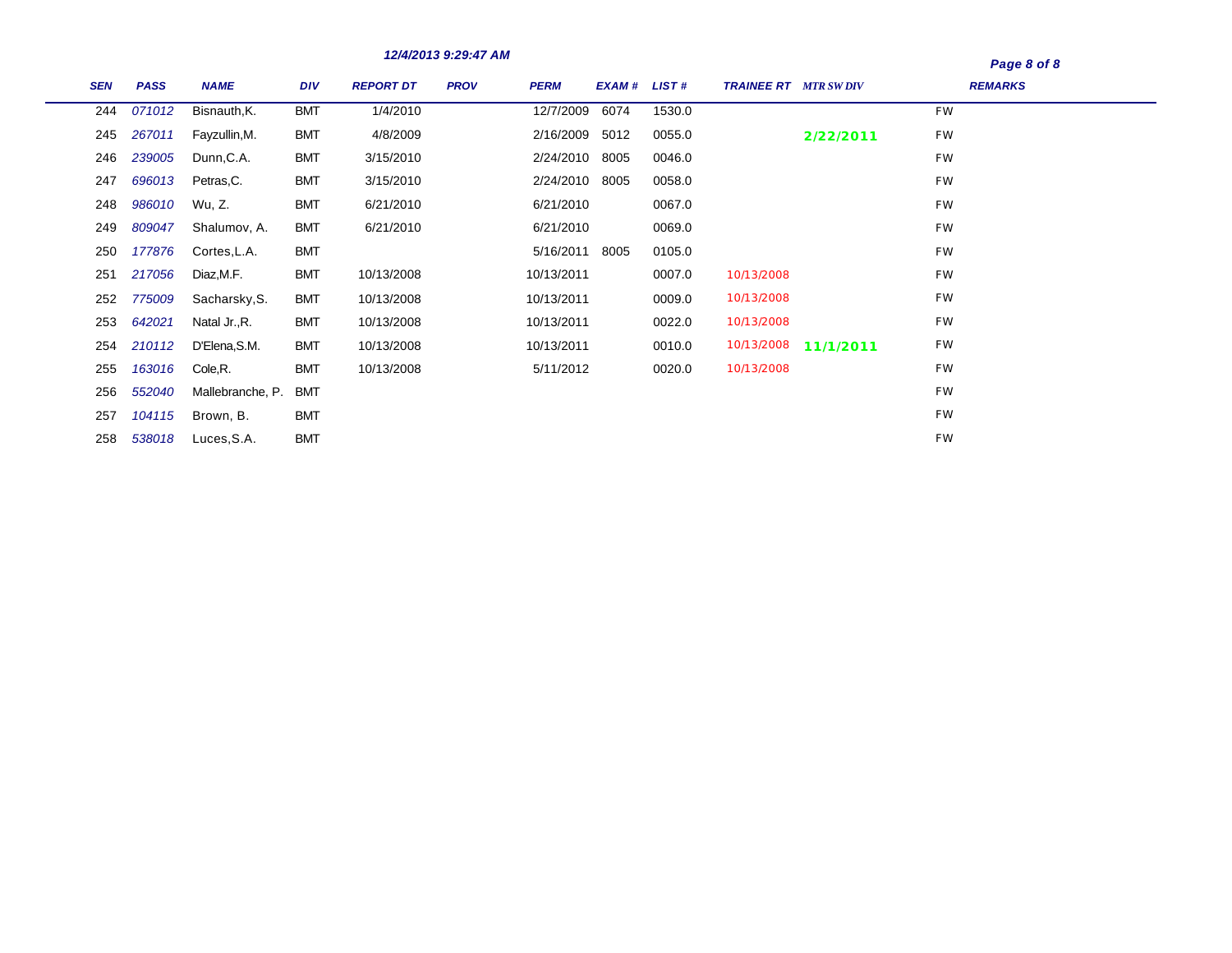12/4/2013 9:29:47 AM

| SEN | PASS | NAME | DIV | REPORT DT | PROV | PERM | EXAM # | LIST # | TRAINEE RT | MTR SW DIV | | REMARKS |
|---|---|---|---|---|---|---|---|---|---|---|---|---|
| 244 | 071012 | Bisnauth,K. | BMT | 1/4/2010 | | 12/7/2009 | 6074 | 1530.0 | | | FW | |
| 245 | 267011 | Fayzullin,M. | BMT | 4/8/2009 | | 2/16/2009 | 5012 | 0055.0 | | 2/22/2011 | FW | |
| 246 | 239005 | Dunn,C.A. | BMT | 3/15/2010 | | 2/24/2010 | 8005 | 0046.0 | | | FW | |
| 247 | 696013 | Petras,C. | BMT | 3/15/2010 | | 2/24/2010 | 8005 | 0058.0 | | | FW | |
| 248 | 986010 | Wu, Z. | BMT | 6/21/2010 | | 6/21/2010 | | 0067.0 | | | FW | |
| 249 | 809047 | Shalumov, A. | BMT | 6/21/2010 | | 6/21/2010 | | 0069.0 | | | FW | |
| 250 | 177876 | Cortes,L.A. | BMT | | | 5/16/2011 | 8005 | 0105.0 | | | FW | |
| 251 | 217056 | Diaz,M.F. | BMT | 10/13/2008 | | 10/13/2011 | | 0007.0 | 10/13/2008 | | FW | |
| 252 | 775009 | Sacharsky,S. | BMT | 10/13/2008 | | 10/13/2011 | | 0009.0 | 10/13/2008 | | FW | |
| 253 | 642021 | Natal Jr.,R. | BMT | 10/13/2008 | | 10/13/2011 | | 0022.0 | 10/13/2008 | | FW | |
| 254 | 210112 | D'Elena,S.M. | BMT | 10/13/2008 | | 10/13/2011 | | 0010.0 | 10/13/2008 | 11/1/2011 | FW | |
| 255 | 163016 | Cole,R. | BMT | 10/13/2008 | | 5/11/2012 | | 0020.0 | 10/13/2008 | | FW | |
| 256 | 552040 | Mallebranche, P. | BMT | | | | | | | | FW | |
| 257 | 104115 | Brown, B. | BMT | | | | | | | | FW | |
| 258 | 538018 | Luces,S.A. | BMT | | | | | | | | FW | |